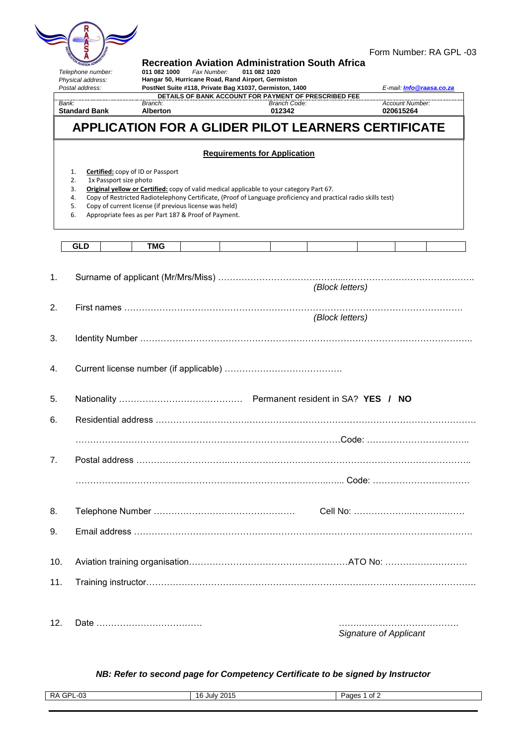Form Number: RA GPL -03

**Recreation Aviation Administration South Africa**

| | | | |
|---|---|---|---|
| *Telephone number:* | **011 082 1000** *Fax Number:* **011 082 1020** | | |
| *Physical address:* | **Hangar 50, Hurricane Road, Rand Airport, Germiston** | | |
| *Postal address:* | **PostNet Suite #118, Private Bag X1037, Germiston, 1400** | | *E-mail:* **Info@raasa.co.za** |

**DETAILS OF BANK ACCOUNT FOR PAYMENT OF PRESCRIBED FEE**

| *Bank:* | *Branch:* | *Branch Code:* | *Account Number:* |
|---|---|---|---|
| **Standard Bank** | **Alberton** | **012342** | **020615264** |

# APPLICATION FOR A GLIDER PILOT LEARNERS CERTIFICATE

**Requirements for Application**

1. **Certified:** copy of ID or Passport
2. 1x Passport size photo
3. **Original yellow or Certified:** copy of valid medical applicable to your category Part 67.
4. Copy of Restricted Radiotelephony Certificate, (Proof of Language proficiency and practical radio skills test)
5. Copy of current license (if previous license was held)
6. Appropriate fees as per Part 187 & Proof of Payment.

| GLD | | TMG | | | | | | | | |
|---|---|---|---|---|---|---|---|---|---|---|

1. Surname of applicant (Mr/Mrs/Miss) ……………………………………......……………………………………..
   *(Block letters)*

2. First names ……………………………………………………………………………………………………….
   *(Block letters)*

3. Identity Number ………………………………………………………………………………………………..

4. Current license number (if applicable) …………………………………..

5. Nationality …………………………………… Permanent resident in SA? **YES / NO**

6. Residential address ……………………………………………………………………………………………
   ……………………………………………………………………………Code: ……………………………..

7. Postal address …………………………………………………………………………………………………..
   ……………………………………………………………………..….. Code: ……………………………

8. Telephone Number ………………………………………… Cell No: ……………….……………….….

9. Email address ………………………………………………………………………………………………….

10. Aviation training organisation………………………………………………ATO No: ……………………….

11. Training instructor………………………………………………………………………………………………

12. Date ……………………………… ……..……………………………….
    *Signature of Applicant*

***NB: Refer to second page for Competency Certificate to be signed by Instructor***

| RA GPL-03 | 16 July 2015 | Pages 1 of 2 |
|---|---|---|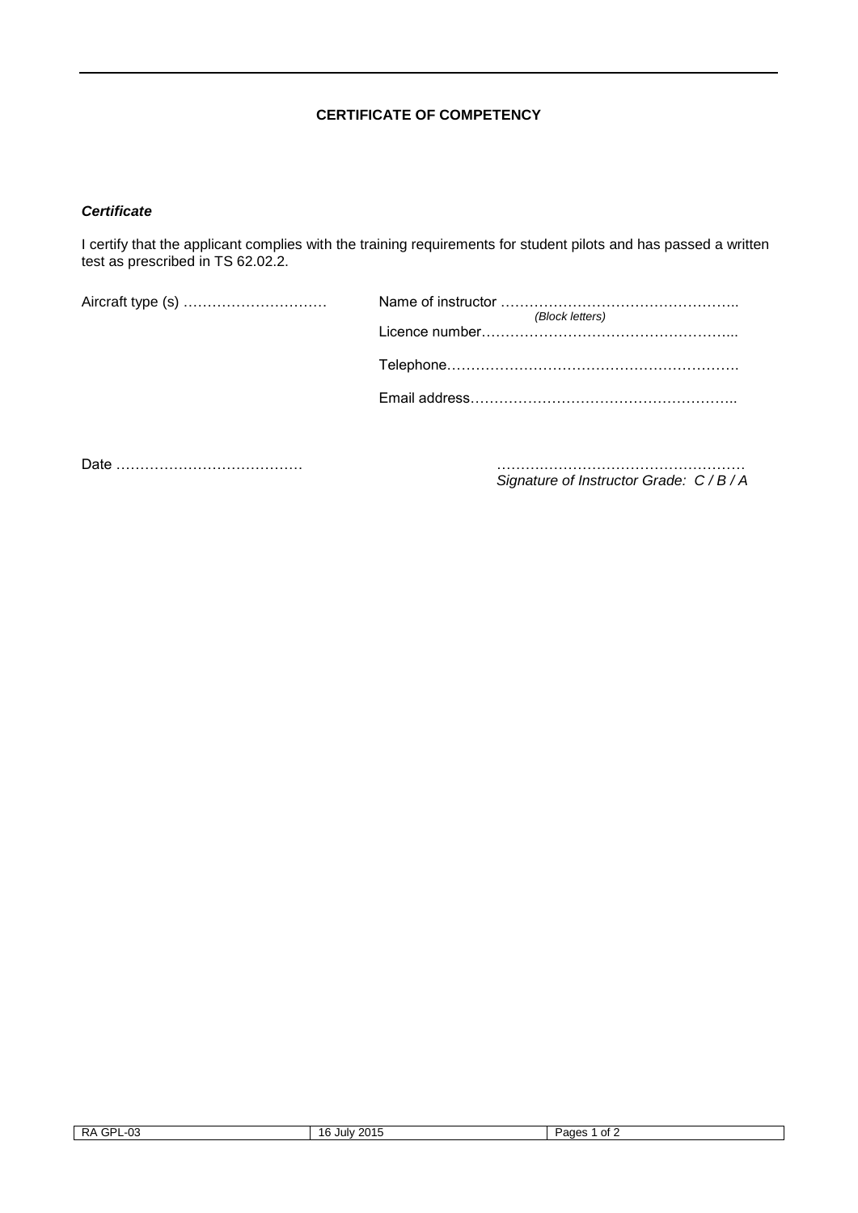**CERTIFICATE OF COMPETENCY**

***Certificate***

I certify that the applicant complies with the training requirements for student pilots and has passed a written test as prescribed in TS 62.02.2.

Aircraft type (s) …………………………

Name of instructor …………………………………………..
*(Block letters)*

Licence number……………………………………………...

Telephone…………………………………………………….

Email address………………………………………………..

Date …………………………………

……………………………………………
*Signature of Instructor Grade: C / B / A*

| RA GPL-03 | 16 July 2015 | Pages 1 of 2 |
|---|---|---|